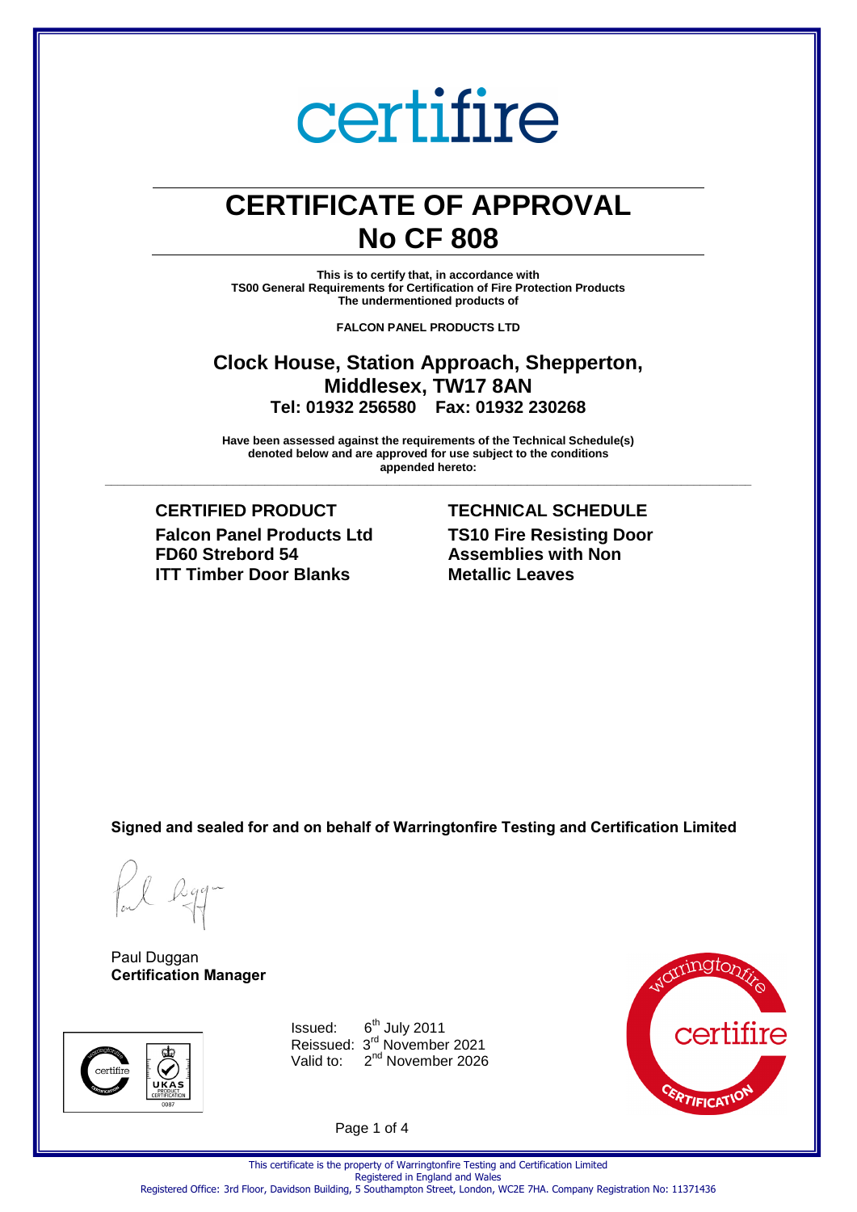# certifire

# CERTIFICATE OF APPROVAL
# No CF 808

**This is to certify that, in accordance with**
**TS00 General Requirements for Certification of Fire Protection Products**
**The undermentioned products of**

**FALCON PANEL PRODUCTS LTD**

## Clock House, Station Approach, Shepperton, Middlesex, TW17 8AN
### Tel: 01932 256580 Fax: 01932 230268

**Have been assessed against the requirements of the Technical Schedule(s) denoted below and are approved for use subject to the conditions appended hereto:**

---

| CERTIFIED PRODUCT | TECHNICAL SCHEDULE |
|---|---|
| **Falcon Panel Products Ltd FD60 Strebord 54 ITT Timber Door Blanks** | **TS10 Fire Resisting Door Assemblies with Non Metallic Leaves** |

**Signed and sealed for and on behalf of Warringtonfire Testing and Certification Limited**

Paul Duggan
**Certification Manager**

Issued: 6th July 2011
Reissued: 3rd November 2021
Valid to: 2nd November 2026

This certificate is the property of Warringtonfire Testing and Certification Limited
Registered in England and Wales
Registered Office: 3rd Floor, Davidson Building, 5 Southampton Street, London, WC2E 7HA. Company Registration No: 11371436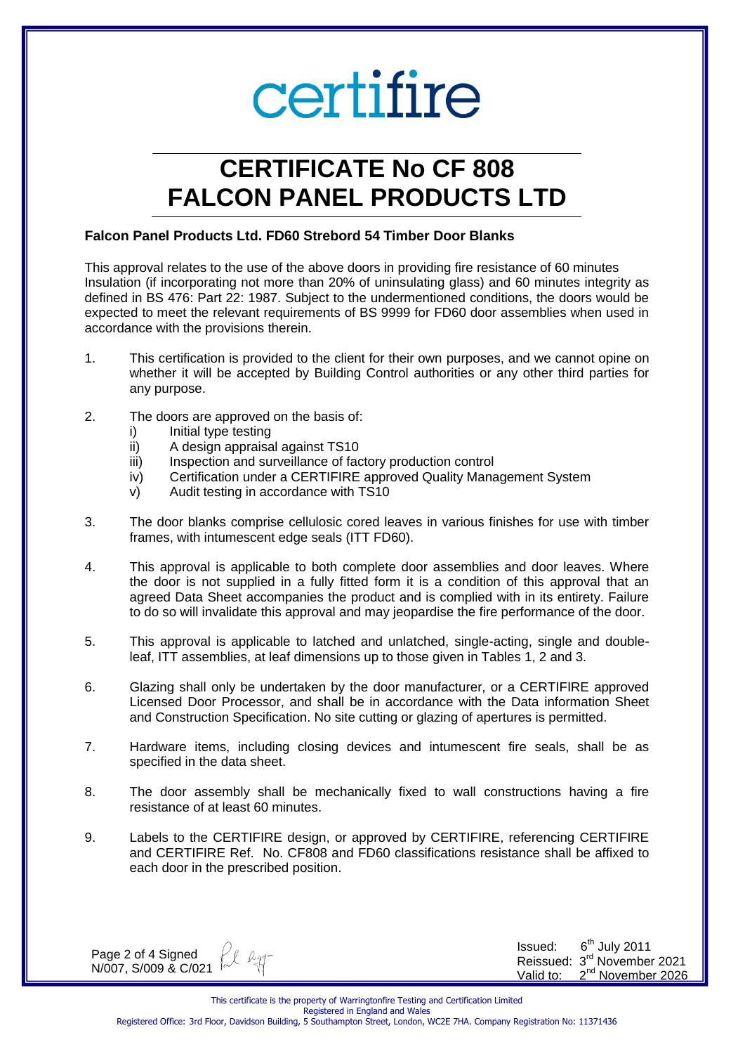certifire

# CERTIFICATE No CF 808
# FALCON PANEL PRODUCTS LTD

**Falcon Panel Products Ltd. FD60 Strebord 54 Timber Door Blanks**

This approval relates to the use of the above doors in providing fire resistance of 60 minutes Insulation (if incorporating not more than 20% of uninsulating glass) and 60 minutes integrity as defined in BS 476: Part 22: 1987. Subject to the undermentioned conditions, the doors would be expected to meet the relevant requirements of BS 9999 for FD60 door assemblies when used in accordance with the provisions therein.

1. This certification is provided to the client for their own purposes, and we cannot opine on whether it will be accepted by Building Control authorities or any other third parties for any purpose.

2. The doors are approved on the basis of:
   i) Initial type testing
   ii) A design appraisal against TS10
   iii) Inspection and surveillance of factory production control
   iv) Certification under a CERTIFIRE approved Quality Management System
   v) Audit testing in accordance with TS10

3. The door blanks comprise cellulosic cored leaves in various finishes for use with timber frames, with intumescent edge seals (ITT FD60).

4. This approval is applicable to both complete door assemblies and door leaves. Where the door is not supplied in a fully fitted form it is a condition of this approval that an agreed Data Sheet accompanies the product and is complied with in its entirety. Failure to do so will invalidate this approval and may jeopardise the fire performance of the door.

5. This approval is applicable to latched and unlatched, single-acting, single and double-leaf, ITT assemblies, at leaf dimensions up to those given in Tables 1, 2 and 3.

6. Glazing shall only be undertaken by the door manufacturer, or a CERTIFIRE approved Licensed Door Processor, and shall be in accordance with the Data information Sheet and Construction Specification. No site cutting or glazing of apertures is permitted.

7. Hardware items, including closing devices and intumescent fire seals, shall be as specified in the data sheet.

8. The door assembly shall be mechanically fixed to wall constructions having a fire resistance of at least 60 minutes.

9. Labels to the CERTIFIRE design, or approved by CERTIFIRE, referencing CERTIFIRE and CERTIFIRE Ref. No. CF808 and FD60 classifications resistance shall be affixed to each door in the prescribed position.

Signed
N/007, S/009 & C/021

Issued: 6th July 2011
Reissued: 3rd November 2021
Valid to: 2nd November 2026

This certificate is the property of Warringtonfire Testing and Certification Limited
Registered in England and Wales
Registered Office: 3rd Floor, Davidson Building, 5 Southampton Street, London, WC2E 7HA. Company Registration No: 11371436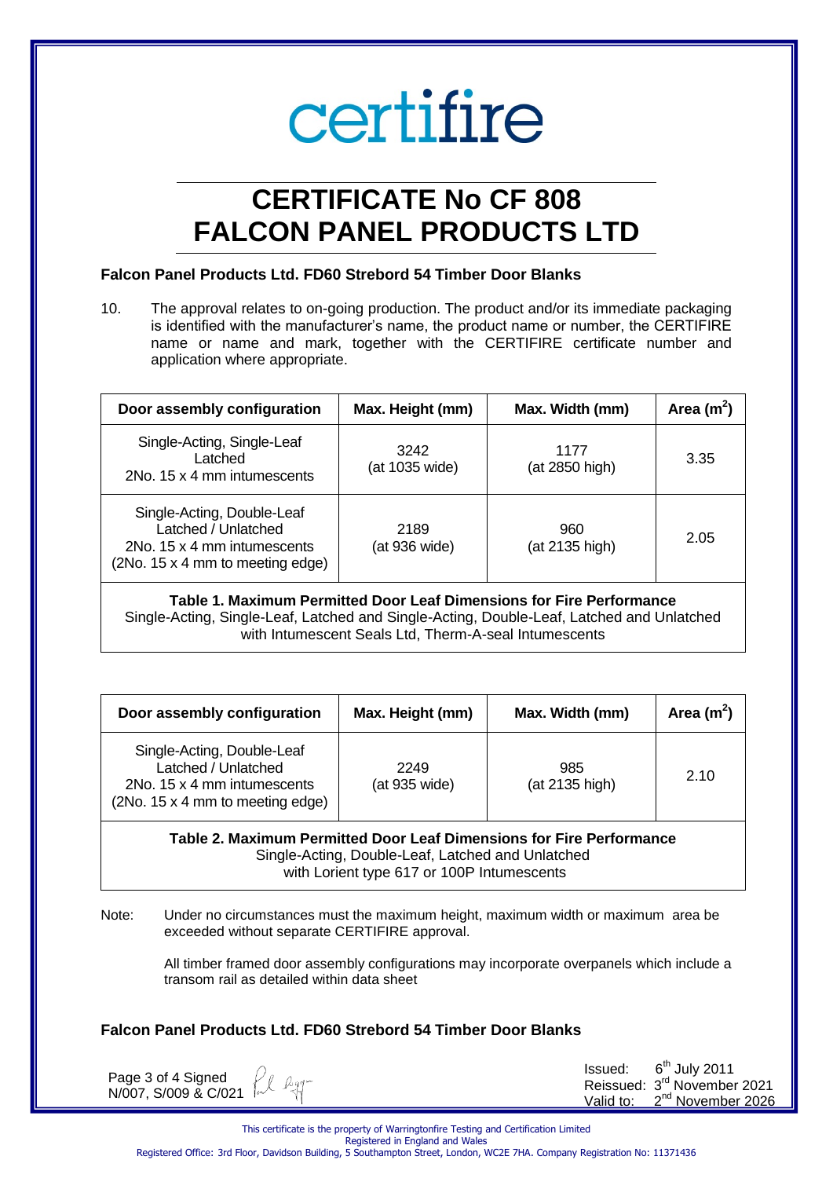# CERTIFICATE No CF 808
# FALCON PANEL PRODUCTS LTD

### Falcon Panel Products Ltd. FD60 Strebord 54 Timber Door Blanks

10. The approval relates to on-going production. The product and/or its immediate packaging is identified with the manufacturer's name, the product name or number, the CERTIFIRE name or name and mark, together with the CERTIFIRE certificate number and application where appropriate.

| Door assembly configuration | Max. Height (mm) | Max. Width (mm) | Area ($m^2$) |
|---|---|---|---|
| Single-Acting, Single-Leaf Latched 2No. 15 x 4 mm intumescents | 3242 (at 1035 wide) | 1177 (at 2850 high) | 3.35 |
| Single-Acting, Double-Leaf Latched / Unlatched 2No. 15 x 4 mm intumescents (2No. 15 x 4 mm to meeting edge) | 2189 (at 936 wide) | 960 (at 2135 high) | 2.05 |

**Table 1. Maximum Permitted Door Leaf Dimensions for Fire Performance**
Single-Acting, Single-Leaf, Latched and Single-Acting, Double-Leaf, Latched and Unlatched with Intumescent Seals Ltd, Therm-A-seal Intumescents

| Door assembly configuration | Max. Height (mm) | Max. Width (mm) | Area ($m^2$) |
|---|---|---|---|
| Single-Acting, Double-Leaf Latched / Unlatched 2No. 15 x 4 mm intumescents (2No. 15 x 4 mm to meeting edge) | 2249 (at 935 wide) | 985 (at 2135 high) | 2.10 |

**Table 2. Maximum Permitted Door Leaf Dimensions for Fire Performance**
Single-Acting, Double-Leaf, Latched and Unlatched with Lorient type 617 or 100P Intumescents

Note: Under no circumstances must the maximum height, maximum width or maximum area be exceeded without separate CERTIFIRE approval.

All timber framed door assembly configurations may incorporate overpanels which include a transom rail as detailed within data sheet

### Falcon Panel Products Ltd. FD60 Strebord 54 Timber Door Blanks

Page 3 of 4 Signed
N/007, S/009 & C/021

Issued: 6th July 2011
Reissued: 3rd November 2021
Valid to: 2nd November 2026

This certificate is the property of Warringtonfire Testing and Certification Limited
Registered in England and Wales
Registered Office: 3rd Floor, Davidson Building, 5 Southampton Street, London, WC2E 7HA. Company Registration No: 11371436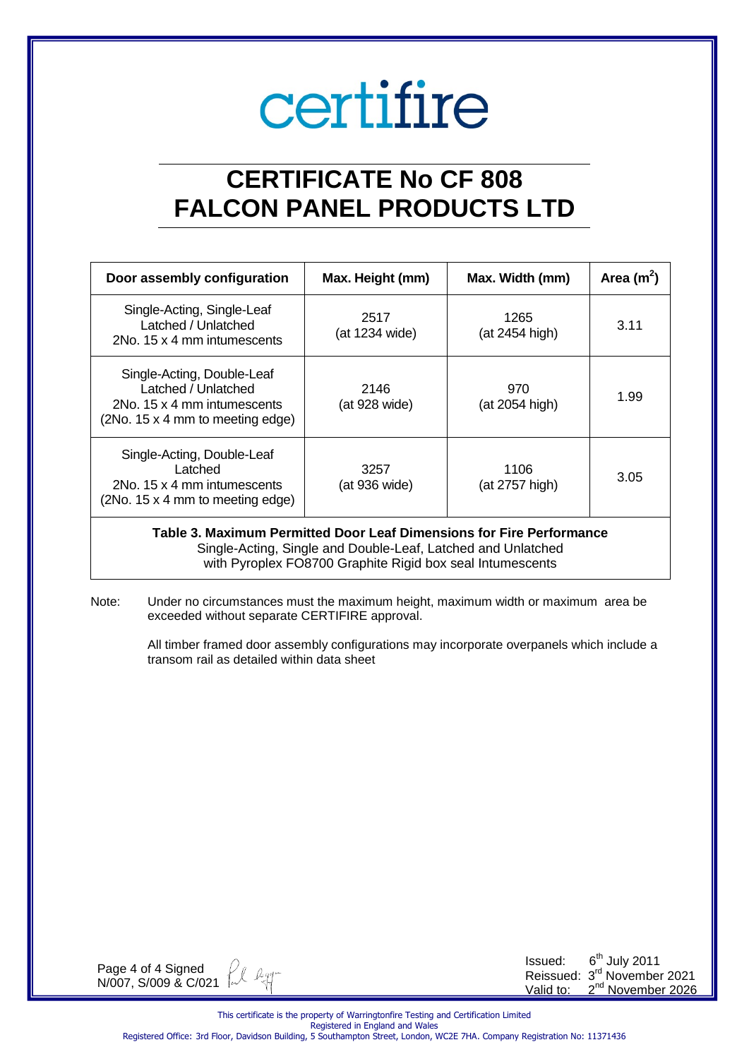certifire

# CERTIFICATE No CF 808
# FALCON PANEL PRODUCTS LTD

| Door assembly configuration | Max. Height (mm) | Max. Width (mm) | Area ($m^2$) |
|---|---|---|---|
| Single-Acting, Single-Leaf Latched / Unlatched 2No. 15 x 4 mm intumescents | 2517 (at 1234 wide) | 1265 (at 2454 high) | 3.11 |
| Single-Acting, Double-Leaf Latched / Unlatched 2No. 15 x 4 mm intumescents (2No. 15 x 4 mm to meeting edge) | 2146 (at 928 wide) | 970 (at 2054 high) | 1.99 |
| Single-Acting, Double-Leaf Latched 2No. 15 x 4 mm intumescents (2No. 15 x 4 mm to meeting edge) | 3257 (at 936 wide) | 1106 (at 2757 high) | 3.05 |

**Table 3. Maximum Permitted Door Leaf Dimensions for Fire Performance**
Single-Acting, Single and Double-Leaf, Latched and Unlatched
with Pyroplex FO8700 Graphite Rigid box seal Intumescents

Note: Under no circumstances must the maximum height, maximum width or maximum area be exceeded without separate CERTIFIRE approval.

All timber framed door assembly configurations may incorporate overpanels which include a transom rail as detailed within data sheet

Signed N/007, S/009 & C/021

Issued: 6th July 2011
Reissued: 3rd November 2021
Valid to: 2nd November 2026

This certificate is the property of Warringtonfire Testing and Certification Limited
Registered in England and Wales
Registered Office: 3rd Floor, Davidson Building, 5 Southampton Street, London, WC2E 7HA. Company Registration No: 11371436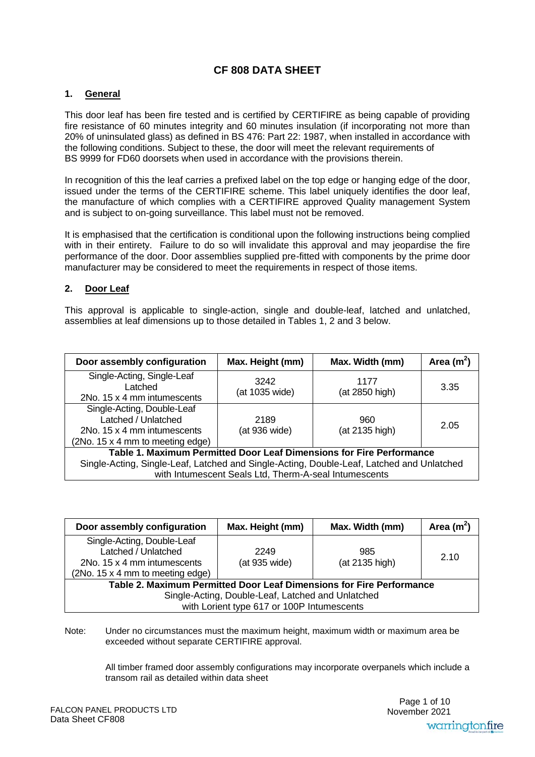# CF 808 DATA SHEET

## 1. General

This door leaf has been fire tested and is certified by CERTIFIRE as being capable of providing fire resistance of 60 minutes integrity and 60 minutes insulation (if incorporating not more than 20% of uninsulated glass) as defined in BS 476: Part 22: 1987, when installed in accordance with the following conditions. Subject to these, the door will meet the relevant requirements of BS 9999 for FD60 doorsets when used in accordance with the provisions therein.

In recognition of this the leaf carries a prefixed label on the top edge or hanging edge of the door, issued under the terms of the CERTIFIRE scheme. This label uniquely identifies the door leaf, the manufacture of which complies with a CERTIFIRE approved Quality management System and is subject to on-going surveillance. This label must not be removed.

It is emphasised that the certification is conditional upon the following instructions being complied with in their entirety. Failure to do so will invalidate this approval and may jeopardise the fire performance of the door. Door assemblies supplied pre-fitted with components by the prime door manufacturer may be considered to meet the requirements in respect of those items.

## 2. Door Leaf

This approval is applicable to single-action, single and double-leaf, latched and unlatched, assemblies at leaf dimensions up to those detailed in Tables 1, 2 and 3 below.

| Door assembly configuration | Max. Height (mm) | Max. Width (mm) | Area ($m^2$) |
|---|---|---|---|
| Single-Acting, Single-Leaf<br>Latched<br>2No. 15 x 4 mm intumescents | 3242<br>(at 1035 wide) | 1177<br>(at 2850 high) | 3.35 |
| Single-Acting, Double-Leaf<br>Latched / Unlatched<br>2No. 15 x 4 mm intumescents<br>(2No. 15 x 4 mm to meeting edge) | 2189<br>(at 936 wide) | 960<br>(at 2135 high) | 2.05 |

**Table 1. Maximum Permitted Door Leaf Dimensions for Fire Performance**
Single-Acting, Single-Leaf, Latched and Single-Acting, Double-Leaf, Latched and Unlatched with Intumescent Seals Ltd, Therm-A-seal Intumescents

| Door assembly configuration | Max. Height (mm) | Max. Width (mm) | Area ($m^2$) |
|---|---|---|---|
| Single-Acting, Double-Leaf<br>Latched / Unlatched<br>2No. 15 x 4 mm intumescents<br>(2No. 15 x 4 mm to meeting edge) | 2249<br>(at 935 wide) | 985<br>(at 2135 high) | 2.10 |

**Table 2. Maximum Permitted Door Leaf Dimensions for Fire Performance**
Single-Acting, Double-Leaf, Latched and Unlatched with Lorient type 617 or 100P Intumescents

Note: Under no circumstances must the maximum height, maximum width or maximum area be exceeded without separate CERTIFIRE approval.

All timber framed door assembly configurations may incorporate overpanels which include a transom rail as detailed within data sheet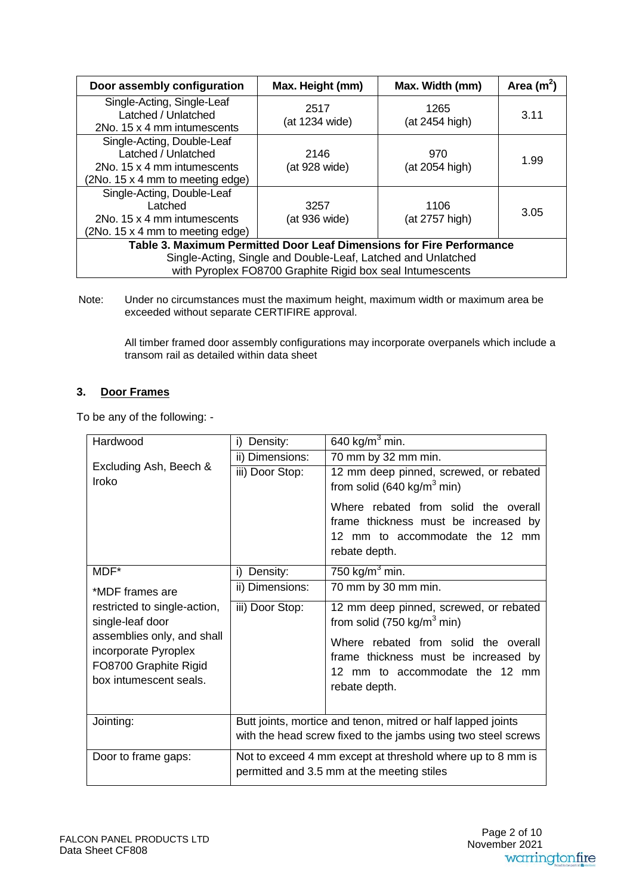| Door assembly configuration | Max. Height (mm) | Max. Width (mm) | Area ($m^2$) |
|---|---|---|---|
| Single-Acting, Single-Leaf<br>Latched / Unlatched<br>2No. 15 x 4 mm intumescents | 2517<br>(at 1234 wide) | 1265<br>(at 2454 high) | 3.11 |
| Single-Acting, Double-Leaf<br>Latched / Unlatched<br>2No. 15 x 4 mm intumescents<br>(2No. 15 x 4 mm to meeting edge) | 2146<br>(at 928 wide) | 970<br>(at 2054 high) | 1.99 |
| Single-Acting, Double-Leaf<br>Latched<br>2No. 15 x 4 mm intumescents<br>(2No. 15 x 4 mm to meeting edge) | 3257<br>(at 936 wide) | 1106<br>(at 2757 high) | 3.05 |

**Table 3. Maximum Permitted Door Leaf Dimensions for Fire Performance**
Single-Acting, Single and Double-Leaf, Latched and Unlatched
with Pyroplex FO8700 Graphite Rigid box seal Intumescents

Note: Under no circumstances must the maximum height, maximum width or maximum area be exceeded without separate CERTIFIRE approval.

All timber framed door assembly configurations may incorporate overpanels which include a transom rail as detailed within data sheet

## 3. Door Frames

To be any of the following: -

| | | |
|---|---|---|
| Hardwood<br><br>Excluding Ash, Beech & Iroko | i) Density: | 640 kg/$m^3$ min. |
| | ii) Dimensions: | 70 mm by 32 mm min. |
| | iii) Door Stop: | 12 mm deep pinned, screwed, or rebated from solid (640 kg/$m^3$ min)<br><br>Where rebated from solid the overall frame thickness must be increased by 12 mm to accommodate the 12 mm rebate depth. |
| MDF*<br><br>*MDF frames are restricted to single-action, single-leaf door assemblies only, and shall incorporate Pyroplex FO8700 Graphite Rigid box intumescent seals. | i) Density: | 750 kg/$m^3$ min. |
| | ii) Dimensions: | 70 mm by 30 mm min. |
| | iii) Door Stop: | 12 mm deep pinned, screwed, or rebated from solid (750 kg/$m^3$ min)<br><br>Where rebated from solid the overall frame thickness must be increased by 12 mm to accommodate the 12 mm rebate depth. |
| Jointing: | Butt joints, mortice and tenon, mitred or half lapped joints with the head screw fixed to the jambs using two steel screws | |
| Door to frame gaps: | Not to exceed 4 mm except at threshold where up to 8 mm is permitted and 3.5 mm at the meeting stiles | |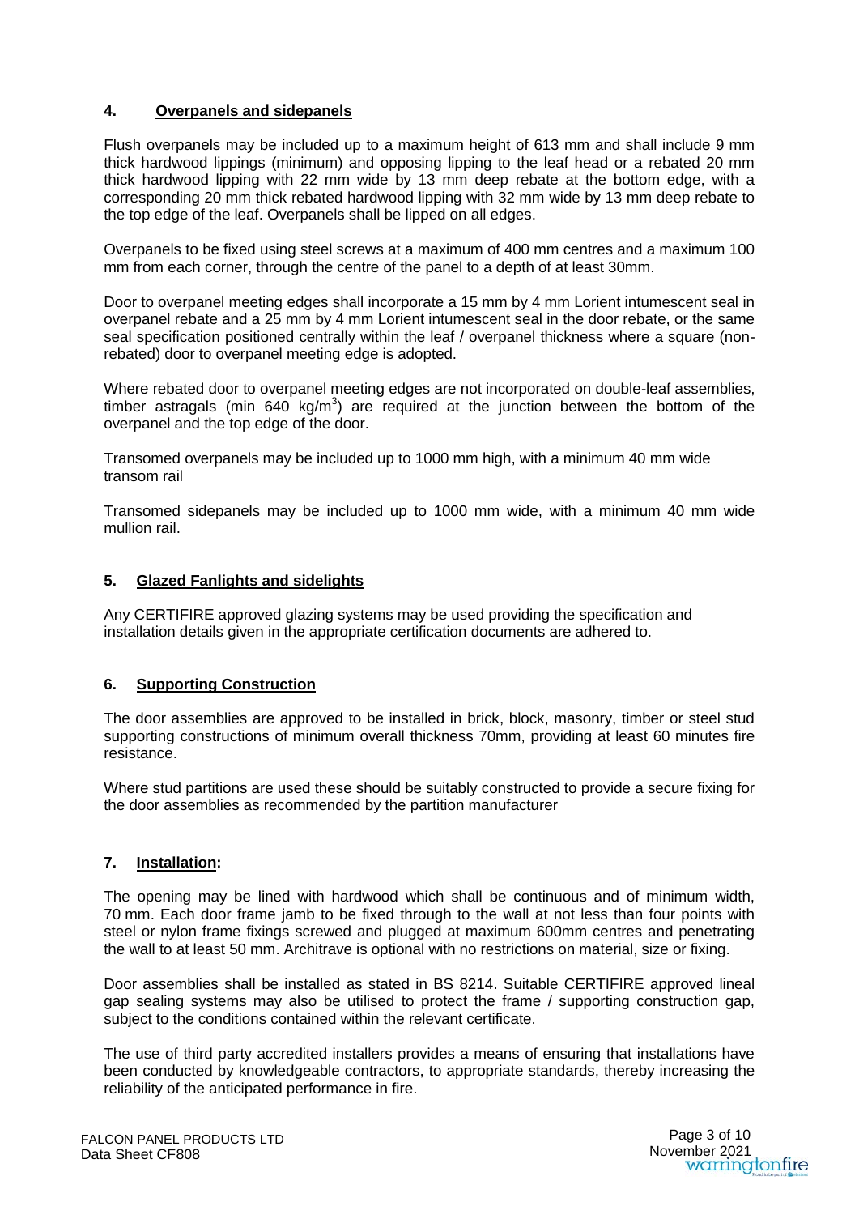## 4. Overpanels and sidepanels

Flush overpanels may be included up to a maximum height of 613 mm and shall include 9 mm thick hardwood lippings (minimum) and opposing lipping to the leaf head or a rebated 20 mm thick hardwood lipping with 22 mm wide by 13 mm deep rebate at the bottom edge, with a corresponding 20 mm thick rebated hardwood lipping with 32 mm wide by 13 mm deep rebate to the top edge of the leaf. Overpanels shall be lipped on all edges.

Overpanels to be fixed using steel screws at a maximum of 400 mm centres and a maximum 100 mm from each corner, through the centre of the panel to a depth of at least 30mm.

Door to overpanel meeting edges shall incorporate a 15 mm by 4 mm Lorient intumescent seal in overpanel rebate and a 25 mm by 4 mm Lorient intumescent seal in the door rebate, or the same seal specification positioned centrally within the leaf / overpanel thickness where a square (non-rebated) door to overpanel meeting edge is adopted.

Where rebated door to overpanel meeting edges are not incorporated on double-leaf assemblies, timber astragals (min 640 kg/m$^3$) are required at the junction between the bottom of the overpanel and the top edge of the door.

Transomed overpanels may be included up to 1000 mm high, with a minimum 40 mm wide transom rail

Transomed sidepanels may be included up to 1000 mm wide, with a minimum 40 mm wide mullion rail.

## 5. Glazed Fanlights and sidelights

Any CERTIFIRE approved glazing systems may be used providing the specification and installation details given in the appropriate certification documents are adhered to.

## 6. Supporting Construction

The door assemblies are approved to be installed in brick, block, masonry, timber or steel stud supporting constructions of minimum overall thickness 70mm, providing at least 60 minutes fire resistance.

Where stud partitions are used these should be suitably constructed to provide a secure fixing for the door assemblies as recommended by the partition manufacturer

## 7. Installation:

The opening may be lined with hardwood which shall be continuous and of minimum width, 70 mm. Each door frame jamb to be fixed through to the wall at not less than four points with steel or nylon frame fixings screwed and plugged at maximum 600mm centres and penetrating the wall to at least 50 mm. Architrave is optional with no restrictions on material, size or fixing.

Door assemblies shall be installed as stated in BS 8214. Suitable CERTIFIRE approved lineal gap sealing systems may also be utilised to protect the frame / supporting construction gap, subject to the conditions contained within the relevant certificate.

The use of third party accredited installers provides a means of ensuring that installations have been conducted by knowledgeable contractors, to appropriate standards, thereby increasing the reliability of the anticipated performance in fire.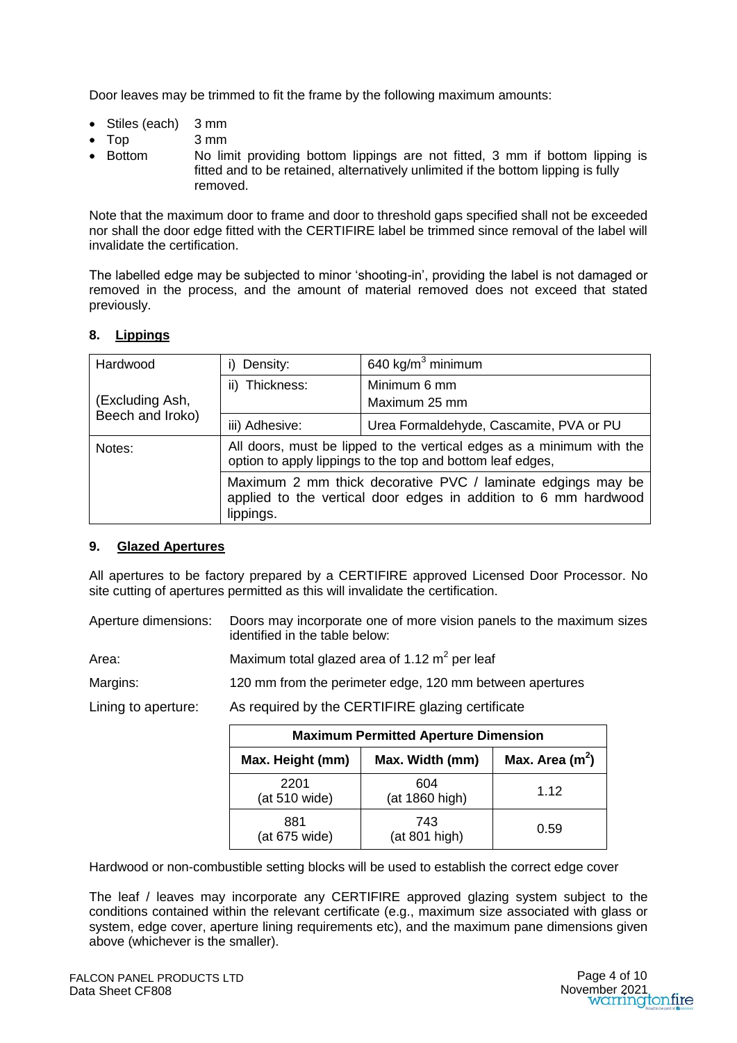Door leaves may be trimmed to fit the frame by the following maximum amounts:

- Stiles (each) 3 mm
- Top 3 mm
- Bottom No limit providing bottom lippings are not fitted, 3 mm if bottom lipping is fitted and to be retained, alternatively unlimited if the bottom lipping is fully removed.

Note that the maximum door to frame and door to threshold gaps specified shall not be exceeded nor shall the door edge fitted with the CERTIFIRE label be trimmed since removal of the label will invalidate the certification.

The labelled edge may be subjected to minor 'shooting-in', providing the label is not damaged or removed in the process, and the amount of material removed does not exceed that stated previously.

## 8. Lippings

| Hardwood (Excluding Ash, Beech and Iroko) | i) Density: | 640 kg/m$^3$ minimum |
|---|---|---|
| | ii) Thickness: | Minimum 6 mm<br>Maximum 25 mm |
| | iii) Adhesive: | Urea Formaldehyde, Cascamite, PVA or PU |
| Notes: | All doors, must be lipped to the vertical edges as a minimum with the option to apply lippings to the top and bottom leaf edges, | |
| | Maximum 2 mm thick decorative PVC / laminate edgings may be applied to the vertical door edges in addition to 6 mm hardwood lippings. | |

## 9. Glazed Apertures

All apertures to be factory prepared by a CERTIFIRE approved Licensed Door Processor. No site cutting of apertures permitted as this will invalidate the certification.

Aperture dimensions: Doors may incorporate one of more vision panels to the maximum sizes identified in the table below:

Area: Maximum total glazed area of 1.12 m$^2$ per leaf

Margins: 120 mm from the perimeter edge, 120 mm between apertures

Lining to aperture: As required by the CERTIFIRE glazing certificate

| Maximum Permitted Aperture Dimension | | |
|---|---|---|
| **Max. Height (mm)** | **Max. Width (mm)** | **Max. Area (m$^2$)** |
| 2201<br>(at 510 wide) | 604<br>(at 1860 high) | 1.12 |
| 881<br>(at 675 wide) | 743<br>(at 801 high) | 0.59 |

Hardwood or non-combustible setting blocks will be used to establish the correct edge cover

The leaf / leaves may incorporate any CERTIFIRE approved glazing system subject to the conditions contained within the relevant certificate (e.g., maximum size associated with glass or system, edge cover, aperture lining requirements etc), and the maximum pane dimensions given above (whichever is the smaller).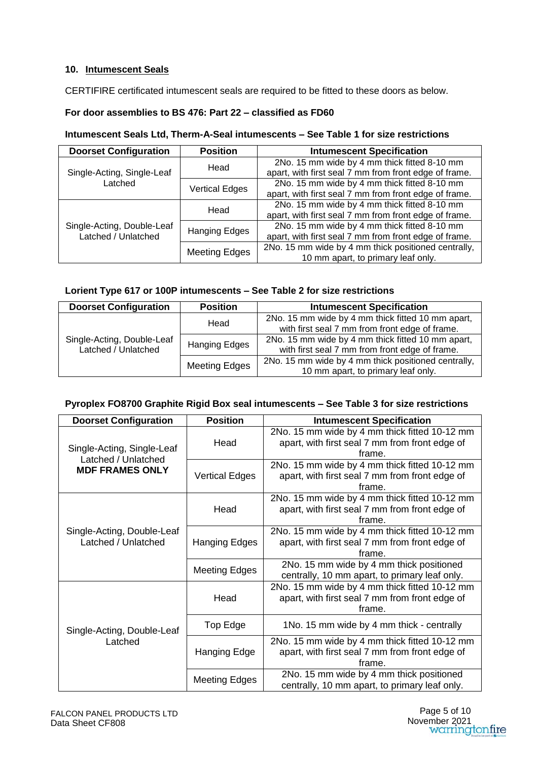## 10. Intumescent Seals

CERTIFIRE certificated intumescent seals are required to be fitted to these doors as below.

**For door assemblies to BS 476: Part 22 – classified as FD60**

**Intumescent Seals Ltd, Therm-A-Seal intumescents – See Table 1 for size restrictions**

| Doorset Configuration | Position | Intumescent Specification |
|---|---|---|
| Single-Acting, Single-Leaf Latched | Head | 2No. 15 mm wide by 4 mm thick fitted 8-10 mm apart, with first seal 7 mm from front edge of frame. |
| | Vertical Edges | 2No. 15 mm wide by 4 mm thick fitted 8-10 mm apart, with first seal 7 mm from front edge of frame. |
| Single-Acting, Double-Leaf Latched / Unlatched | Head | 2No. 15 mm wide by 4 mm thick fitted 8-10 mm apart, with first seal 7 mm from front edge of frame. |
| | Hanging Edges | 2No. 15 mm wide by 4 mm thick fitted 8-10 mm apart, with first seal 7 mm from front edge of frame. |
| | Meeting Edges | 2No. 15 mm wide by 4 mm thick positioned centrally, 10 mm apart, to primary leaf only. |

**Lorient Type 617 or 100P intumescents – See Table 2 for size restrictions**

| Doorset Configuration | Position | Intumescent Specification |
|---|---|---|
| Single-Acting, Double-Leaf Latched / Unlatched | Head | 2No. 15 mm wide by 4 mm thick fitted 10 mm apart, with first seal 7 mm from front edge of frame. |
| | Hanging Edges | 2No. 15 mm wide by 4 mm thick fitted 10 mm apart, with first seal 7 mm from front edge of frame. |
| | Meeting Edges | 2No. 15 mm wide by 4 mm thick positioned centrally, 10 mm apart, to primary leaf only. |

**Pyroplex FO8700 Graphite Rigid Box seal intumescents – See Table 3 for size restrictions**

| Doorset Configuration | Position | Intumescent Specification |
|---|---|---|
| Single-Acting, Single-Leaf Latched / Unlatched **MDF FRAMES ONLY** | Head | 2No. 15 mm wide by 4 mm thick fitted 10-12 mm apart, with first seal 7 mm from front edge of frame. |
| | Vertical Edges | 2No. 15 mm wide by 4 mm thick fitted 10-12 mm apart, with first seal 7 mm from front edge of frame. |
| Single-Acting, Double-Leaf Latched / Unlatched | Head | 2No. 15 mm wide by 4 mm thick fitted 10-12 mm apart, with first seal 7 mm from front edge of frame. |
| | Hanging Edges | 2No. 15 mm wide by 4 mm thick fitted 10-12 mm apart, with first seal 7 mm from front edge of frame. |
| | Meeting Edges | 2No. 15 mm wide by 4 mm thick positioned centrally, 10 mm apart, to primary leaf only. |
| Single-Acting, Double-Leaf Latched | Head | 2No. 15 mm wide by 4 mm thick fitted 10-12 mm apart, with first seal 7 mm from front edge of frame. |
| | Top Edge | 1No. 15 mm wide by 4 mm thick - centrally |
| | Hanging Edge | 2No. 15 mm wide by 4 mm thick fitted 10-12 mm apart, with first seal 7 mm from front edge of frame. |
| | Meeting Edges | 2No. 15 mm wide by 4 mm thick positioned centrally, 10 mm apart, to primary leaf only. |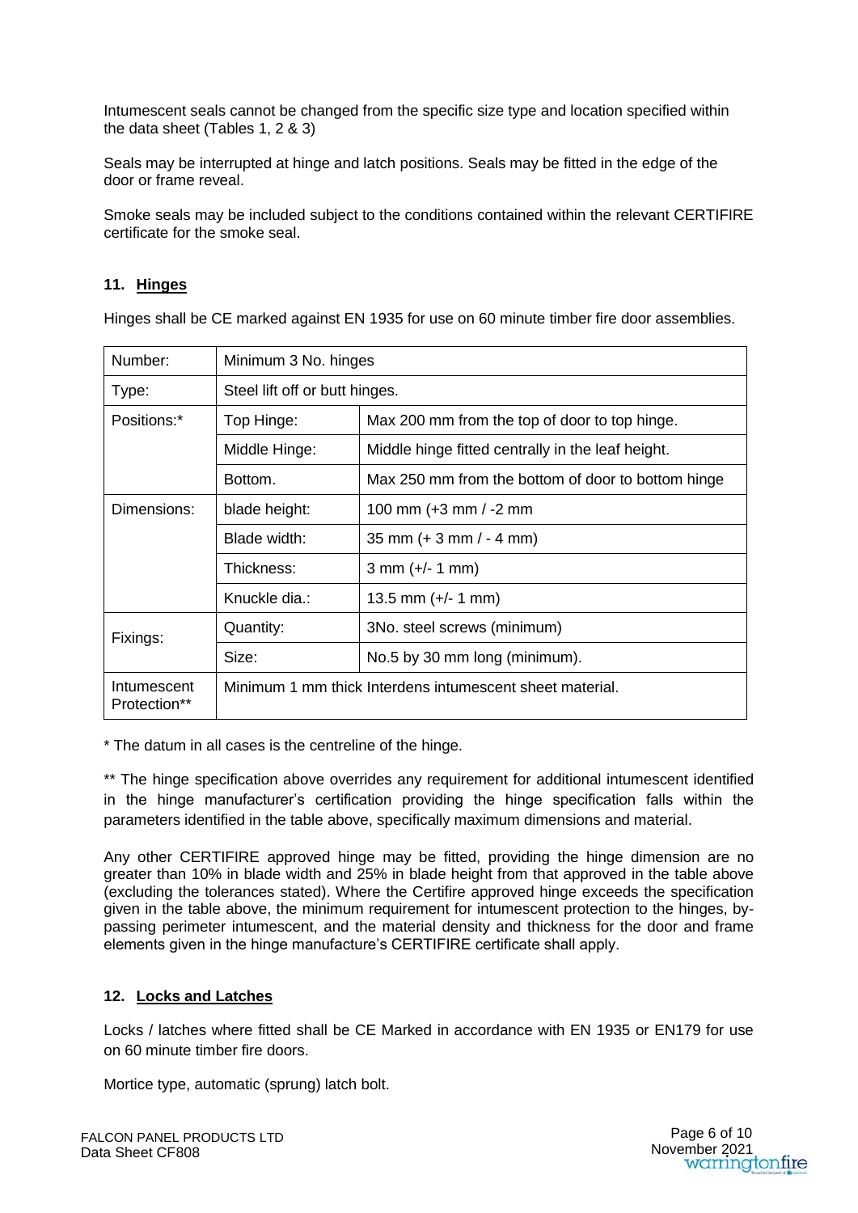Intumescent seals cannot be changed from the specific size type and location specified within the data sheet (Tables 1, 2 & 3)

Seals may be interrupted at hinge and latch positions. Seals may be fitted in the edge of the door or frame reveal.

Smoke seals may be included subject to the conditions contained within the relevant CERTIFIRE certificate for the smoke seal.

## 11. Hinges

Hinges shall be CE marked against EN 1935 for use on 60 minute timber fire door assemblies.

| | | |
|---|---|---|
| Number: | Minimum 3 No. hinges | |
| Type: | Steel lift off or butt hinges. | |
| Positions:* | Top Hinge: | Max 200 mm from the top of door to top hinge. |
| | Middle Hinge: | Middle hinge fitted centrally in the leaf height. |
| | Bottom. | Max 250 mm from the bottom of door to bottom hinge |
| Dimensions: | blade height: | 100 mm (+3 mm / -2 mm |
| | Blade width: | 35 mm (+ 3 mm / - 4 mm) |
| | Thickness: | 3 mm (+/- 1 mm) |
| | Knuckle dia.: | 13.5 mm (+/- 1 mm) |
| Fixings: | Quantity: | 3No. steel screws (minimum) |
| | Size: | No.5 by 30 mm long (minimum). |
| Intumescent Protection** | Minimum 1 mm thick Interdens intumescent sheet material. | |

* The datum in all cases is the centreline of the hinge.

** The hinge specification above overrides any requirement for additional intumescent identified in the hinge manufacturer's certification providing the hinge specification falls within the parameters identified in the table above, specifically maximum dimensions and material.

Any other CERTIFIRE approved hinge may be fitted, providing the hinge dimension are no greater than 10% in blade width and 25% in blade height from that approved in the table above (excluding the tolerances stated). Where the Certifire approved hinge exceeds the specification given in the table above, the minimum requirement for intumescent protection to the hinges, by-passing perimeter intumescent, and the material density and thickness for the door and frame elements given in the hinge manufacture's CERTIFIRE certificate shall apply.

## 12. Locks and Latches

Locks / latches where fitted shall be CE Marked in accordance with EN 1935 or EN179 for use on 60 minute timber fire doors.

Mortice type, automatic (sprung) latch bolt.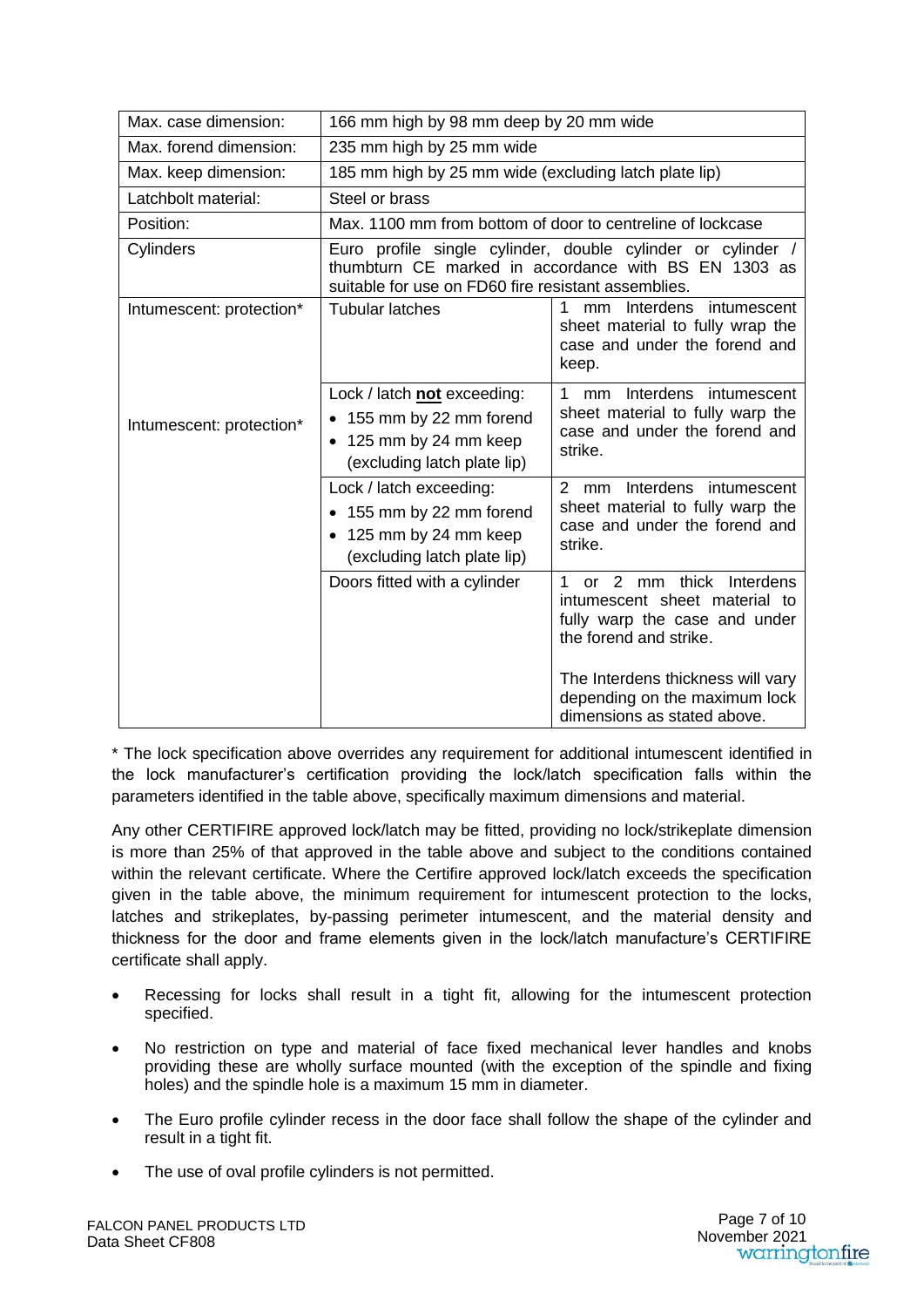| | | |
|---|---|---|
| Max. case dimension: | 166 mm high by 98 mm deep by 20 mm wide | |
| Max. forend dimension: | 235 mm high by 25 mm wide | |
| Max. keep dimension: | 185 mm high by 25 mm wide (excluding latch plate lip) | |
| Latchbolt material: | Steel or brass | |
| Position: | Max. 1100 mm from bottom of door to centreline of lockcase | |
| Cylinders | Euro profile single cylinder, double cylinder or cylinder / thumbturn CE marked in accordance with BS EN 1303 as suitable for use on FD60 fire resistant assemblies. | |
| Intumescent: protection* | Tubular latches | 1 mm Interdens intumescent sheet material to fully wrap the case and under the forend and keep. |
| Intumescent: protection* | Lock / latch **not** exceeding:<br>• 155 mm by 22 mm forend<br>• 125 mm by 24 mm keep (excluding latch plate lip) | 1 mm Interdens intumescent sheet material to fully warp the case and under the forend and strike. |
| | Lock / latch exceeding:<br>• 155 mm by 22 mm forend<br>• 125 mm by 24 mm keep (excluding latch plate lip) | 2 mm Interdens intumescent sheet material to fully warp the case and under the forend and strike. |
| | Doors fitted with a cylinder | 1 or 2 mm thick Interdens intumescent sheet material to fully warp the case and under the forend and strike.<br><br>The Interdens thickness will vary depending on the maximum lock dimensions as stated above. |

* The lock specification above overrides any requirement for additional intumescent identified in the lock manufacturer's certification providing the lock/latch specification falls within the parameters identified in the table above, specifically maximum dimensions and material.

Any other CERTIFIRE approved lock/latch may be fitted, providing no lock/strikeplate dimension is more than 25% of that approved in the table above and subject to the conditions contained within the relevant certificate. Where the Certifire approved lock/latch exceeds the specification given in the table above, the minimum requirement for intumescent protection to the locks, latches and strikeplates, by-passing perimeter intumescent, and the material density and thickness for the door and frame elements given in the lock/latch manufacture's CERTIFIRE certificate shall apply.

- Recessing for locks shall result in a tight fit, allowing for the intumescent protection specified.
- No restriction on type and material of face fixed mechanical lever handles and knobs providing these are wholly surface mounted (with the exception of the spindle and fixing holes) and the spindle hole is a maximum 15 mm in diameter.
- The Euro profile cylinder recess in the door face shall follow the shape of the cylinder and result in a tight fit.
- The use of oval profile cylinders is not permitted.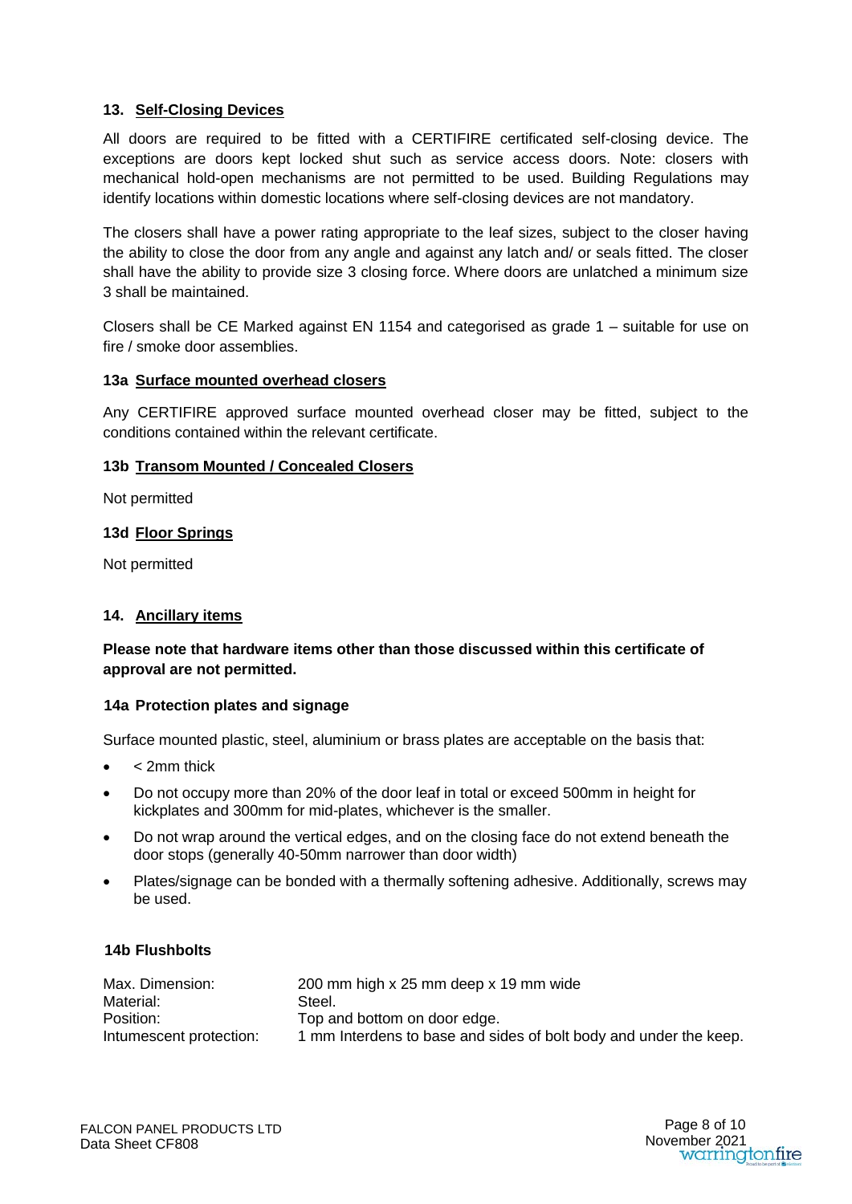## 13. Self-Closing Devices

All doors are required to be fitted with a CERTIFIRE certificated self-closing device. The exceptions are doors kept locked shut such as service access doors. Note: closers with mechanical hold-open mechanisms are not permitted to be used. Building Regulations may identify locations within domestic locations where self-closing devices are not mandatory.

The closers shall have a power rating appropriate to the leaf sizes, subject to the closer having the ability to close the door from any angle and against any latch and/ or seals fitted. The closer shall have the ability to provide size 3 closing force. Where doors are unlatched a minimum size 3 shall be maintained.

Closers shall be CE Marked against EN 1154 and categorised as grade 1 – suitable for use on fire / smoke door assemblies.

### 13a Surface mounted overhead closers

Any CERTIFIRE approved surface mounted overhead closer may be fitted, subject to the conditions contained within the relevant certificate.

### 13b Transom Mounted / Concealed Closers

Not permitted

### 13d Floor Springs

Not permitted

## 14. Ancillary items

**Please note that hardware items other than those discussed within this certificate of approval are not permitted.**

### 14a Protection plates and signage

Surface mounted plastic, steel, aluminium or brass plates are acceptable on the basis that:

- < 2mm thick
- Do not occupy more than 20% of the door leaf in total or exceed 500mm in height for kickplates and 300mm for mid-plates, whichever is the smaller.
- Do not wrap around the vertical edges, and on the closing face do not extend beneath the door stops (generally 40-50mm narrower than door width)
- Plates/signage can be bonded with a thermally softening adhesive. Additionally, screws may be used.

### 14b Flushbolts

| | |
|---|---|
| Max. Dimension: | 200 mm high x 25 mm deep x 19 mm wide |
| Material: | Steel. |
| Position: | Top and bottom on door edge. |
| Intumescent protection: | 1 mm Interdens to base and sides of bolt body and under the keep. |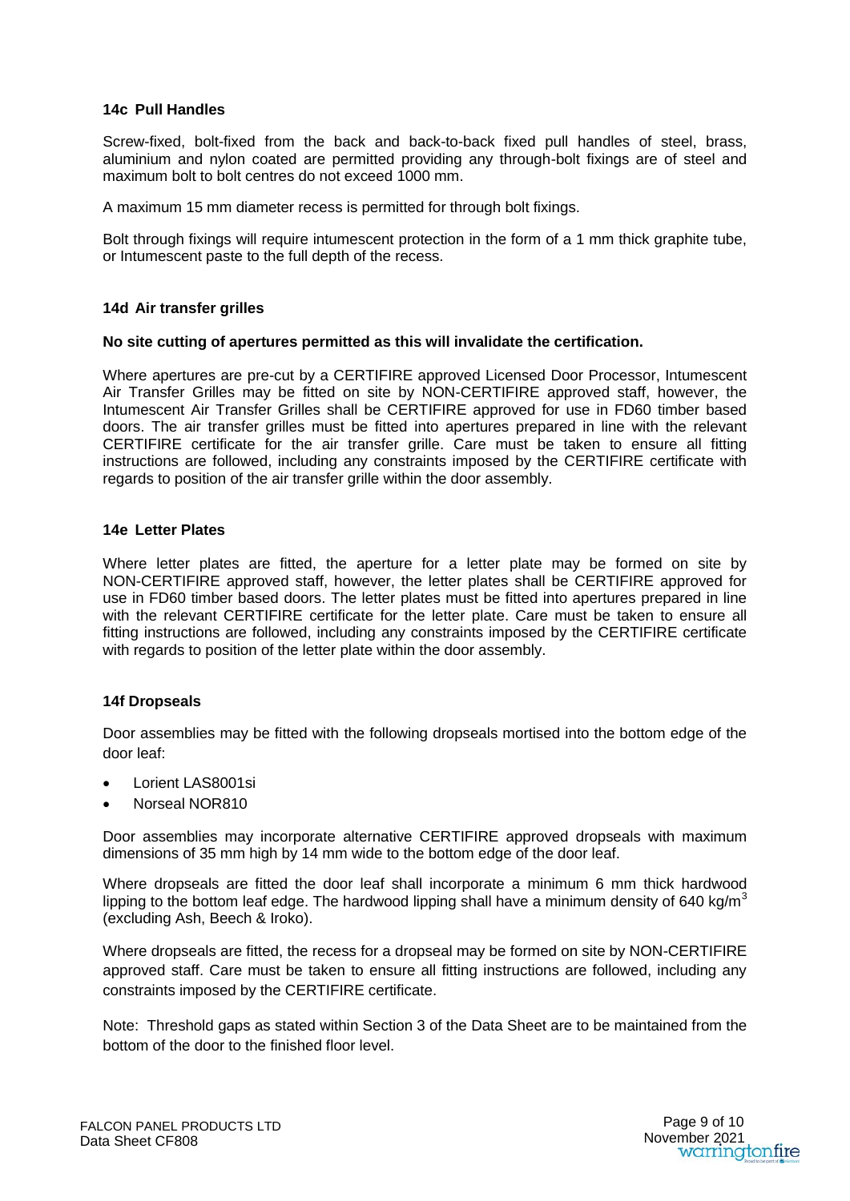### 14c Pull Handles

Screw-fixed, bolt-fixed from the back and back-to-back fixed pull handles of steel, brass, aluminium and nylon coated are permitted providing any through-bolt fixings are of steel and maximum bolt to bolt centres do not exceed 1000 mm.

A maximum 15 mm diameter recess is permitted for through bolt fixings.

Bolt through fixings will require intumescent protection in the form of a 1 mm thick graphite tube, or Intumescent paste to the full depth of the recess.

### 14d Air transfer grilles

**No site cutting of apertures permitted as this will invalidate the certification.**

Where apertures are pre-cut by a CERTIFIRE approved Licensed Door Processor, Intumescent Air Transfer Grilles may be fitted on site by NON-CERTIFIRE approved staff, however, the Intumescent Air Transfer Grilles shall be CERTIFIRE approved for use in FD60 timber based doors. The air transfer grilles must be fitted into apertures prepared in line with the relevant CERTIFIRE certificate for the air transfer grille. Care must be taken to ensure all fitting instructions are followed, including any constraints imposed by the CERTIFIRE certificate with regards to position of the air transfer grille within the door assembly.

### 14e Letter Plates

Where letter plates are fitted, the aperture for a letter plate may be formed on site by NON-CERTIFIRE approved staff, however, the letter plates shall be CERTIFIRE approved for use in FD60 timber based doors. The letter plates must be fitted into apertures prepared in line with the relevant CERTIFIRE certificate for the letter plate. Care must be taken to ensure all fitting instructions are followed, including any constraints imposed by the CERTIFIRE certificate with regards to position of the letter plate within the door assembly.

### 14f Dropseals

Door assemblies may be fitted with the following dropseals mortised into the bottom edge of the door leaf:

- Lorient LAS8001si
- Norseal NOR810

Door assemblies may incorporate alternative CERTIFIRE approved dropseals with maximum dimensions of 35 mm high by 14 mm wide to the bottom edge of the door leaf.

Where dropseals are fitted the door leaf shall incorporate a minimum 6 mm thick hardwood lipping to the bottom leaf edge. The hardwood lipping shall have a minimum density of 640 kg/m$^3$ (excluding Ash, Beech & Iroko).

Where dropseals are fitted, the recess for a dropseal may be formed on site by NON-CERTIFIRE approved staff. Care must be taken to ensure all fitting instructions are followed, including any constraints imposed by the CERTIFIRE certificate.

Note: Threshold gaps as stated within Section 3 of the Data Sheet are to be maintained from the bottom of the door to the finished floor level.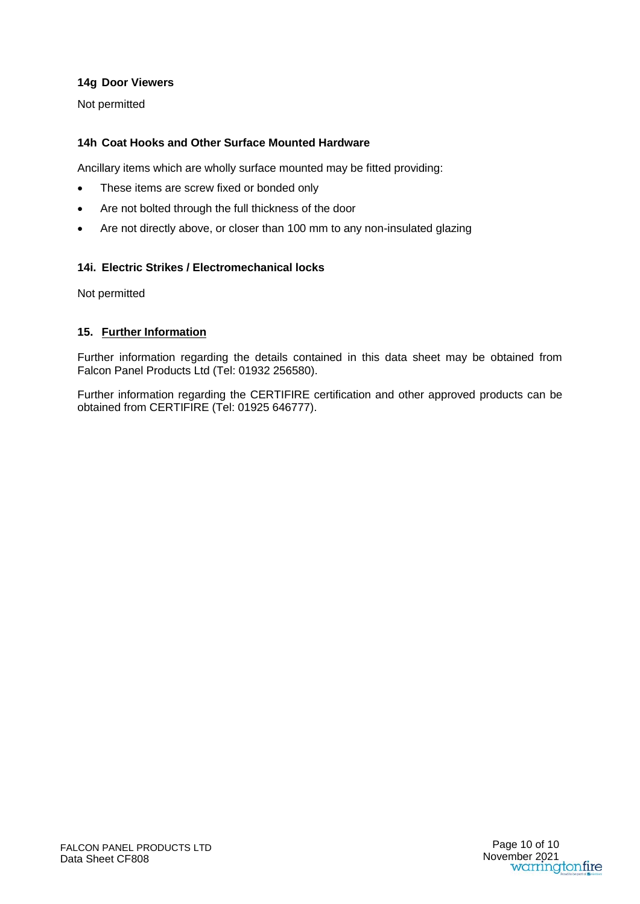### 14g Door Viewers

Not permitted

### 14h Coat Hooks and Other Surface Mounted Hardware

Ancillary items which are wholly surface mounted may be fitted providing:

- These items are screw fixed or bonded only
- Are not bolted through the full thickness of the door
- Are not directly above, or closer than 100 mm to any non-insulated glazing

### 14i. Electric Strikes / Electromechanical locks

Not permitted

## 15. Further Information

Further information regarding the details contained in this data sheet may be obtained from Falcon Panel Products Ltd (Tel: 01932 256580).

Further information regarding the CERTIFIRE certification and other approved products can be obtained from CERTIFIRE (Tel: 01925 646777).